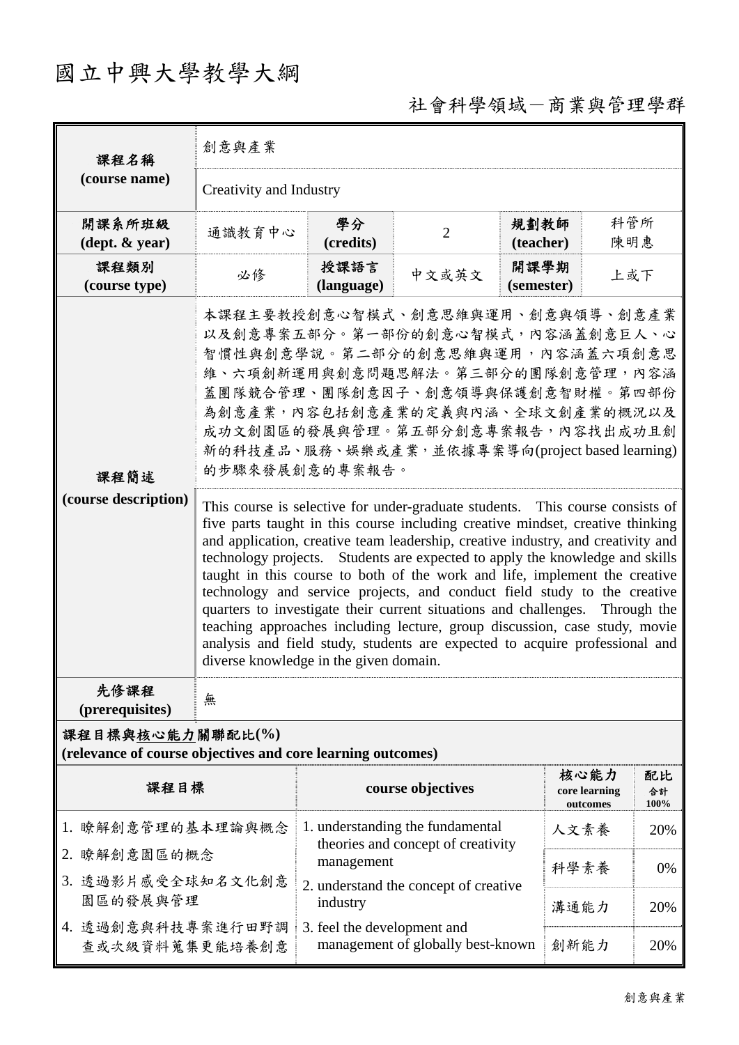# 國立中興大學教學大綱

社會科學領域－商業與管理學群

| | | | | | |
|---|---|---|---|---|---|
| 課程名稱 (course name) | 創意與產業<br>Creativity and Industry | | | | |
| 開課系所班級 (dept. & year) | 通識教育中心 | 學分 (credits) | 2 | 規劃教師 (teacher) | 科管所 陳明惠 |
| 課程類別 (course type) | 必修 | 授課語言 (language) | 中文或英文 | 開課學期 (semester) | 上或下 |
| 課程簡述 (course description) | 本課程主要教授創意心智模式、創意思維與運用、創意與領導、創意產業以及創意專案五部分。第一部份的創意心智模式，內容涵蓋創意巨人、心智慣性與創意學說。第二部分的創意思維與運用，內容涵蓋六項創意思維、六項創新運用與創意問題思解法。第三部分的團隊創意管理，內容涵蓋團隊競合管理、團隊創意因子、創意領導與保護創意智財權。第四部份為創意產業，內容包括創意產業的定義與內涵、全球文創產業的概況以及成功文創園區的發展與管理。第五部分創意專案報告，內容找出成功且創新的科技產品、服務、娛樂或產業，並依據專案導向(project based learning)的步驟來發展創意的專案報告。<br><br>This course is selective for under-graduate students. This course consists of five parts taught in this course including creative mindset, creative thinking and application, creative team leadership, creative industry, and creativity and technology projects. Students are expected to apply the knowledge and skills taught in this course to both of the work and life, implement the creative technology and service projects, and conduct field study to the creative quarters to investigate their current situations and challenges. Through the teaching approaches including lecture, group discussion, case study, movie analysis and field study, students are expected to acquire professional and diverse knowledge in the given domain. | | | | |
| 先修課程 (prerequisites) | 無 | | | | |

**課程目標與核心能力關聯配比(%)**
**(relevance of course objectives and core learning outcomes)**

| 課程目標 | course objectives | 核心能力 core learning outcomes | 配比 合計 100% |
|---|---|---|---|
| 1. 瞭解創意管理的基本理論與概念<br>2. 瞭解創意園區的概念<br>3. 透過影片感受全球知名文化創意園區的發展與管理<br>4. 透過創意與科技專案進行田野調查或次級資料蒐集更能培養創意 | 1. understanding the fundamental theories and concept of creativity management<br>2. understand the concept of creative industry<br>3. feel the development and management of globally best-known | 人文素養 | 20% |
| | | 科學素養 | 0% |
| | | 溝通能力 | 20% |
| | | 創新能力 | 20% |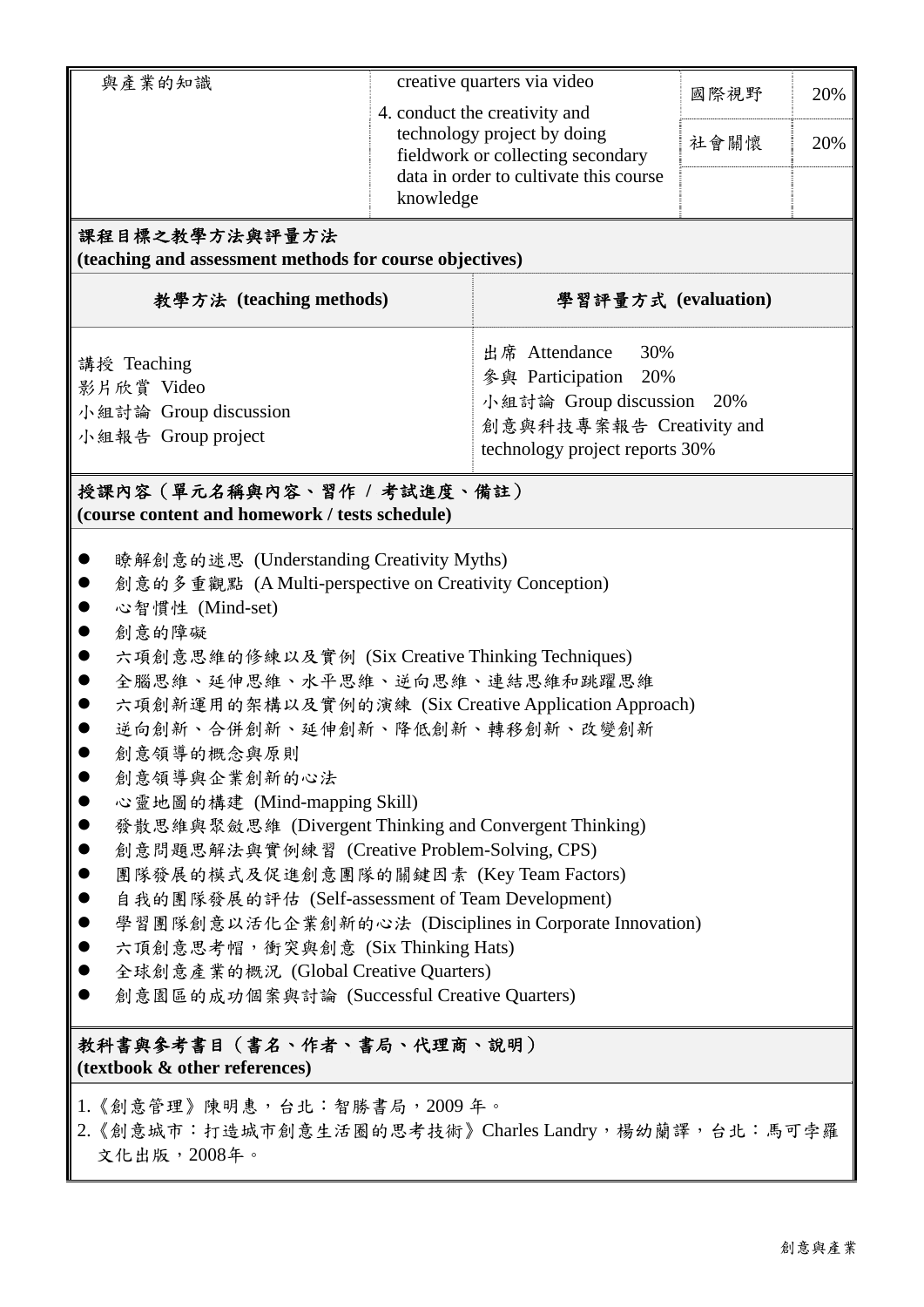| | | | |
|---|---|---|---|
| 與產業的知識 | creative quarters via video<br>4. conduct the creativity and technology project by doing fieldwork or collecting secondary data in order to cultivate this course knowledge | 國際視野 | 20% |
| | | 社會關懷 | 20% |
| | | | |

## 課程目標之教學方法與評量方法
**(teaching and assessment methods for course objectives)**

| 教學方法 (teaching methods) | 學習評量方式 (evaluation) |
|---|---|
| 講授 Teaching<br>影片欣賞 Video<br>小組討論 Group discussion<br>小組報告 Group project | 出席 Attendance 30%<br>參與 Participation 20%<br>小組討論 Group discussion 20%<br>創意與科技專案報告 Creativity and technology project reports 30% |

## 授課內容（單元名稱與內容、習作 / 考試進度、備註）
**(course content and homework / tests schedule)**

- 瞭解創意的迷思 (Understanding Creativity Myths)
- 創意的多重觀點 (A Multi-perspective on Creativity Conception)
- 心智慣性 (Mind-set)
- 創意的障礙
- 六項創意思維的修練以及實例 (Six Creative Thinking Techniques)
- 全腦思維、延伸思維、水平思維、逆向思維、連結思維和跳躍思維
- 六項創新運用的架構以及實例的演練 (Six Creative Application Approach)
- 逆向創新、合併創新、延伸創新、降低創新、轉移創新、改變創新
- 創意領導的概念與原則
- 創意領導與企業創新的心法
- 心靈地圖的構建 (Mind-mapping Skill)
- 發散思維與聚斂思維 (Divergent Thinking and Convergent Thinking)
- 創意問題思解法與實例練習 (Creative Problem-Solving, CPS)
- 團隊發展的模式及促進創意團隊的關鍵因素 (Key Team Factors)
- 自我的團隊發展的評估 (Self-assessment of Team Development)
- 學習團隊創意以活化企業創新的心法 (Disciplines in Corporate Innovation)
- 六項創意思考帽，衝突與創意 (Six Thinking Hats)
- 全球創意產業的概況 (Global Creative Quarters)
- 創意園區的成功個案與討論 (Successful Creative Quarters)

## 教科書與參考書目（書名、作者、書局、代理商、說明）
**(textbook & other references)**

1. 《創意管理》陳明惠，台北：智勝書局，2009 年。
2. 《創意城市：打造城市創意生活圈的思考技術》Charles Landry，楊幼蘭譯，台北：馬可孛羅文化出版，2008年。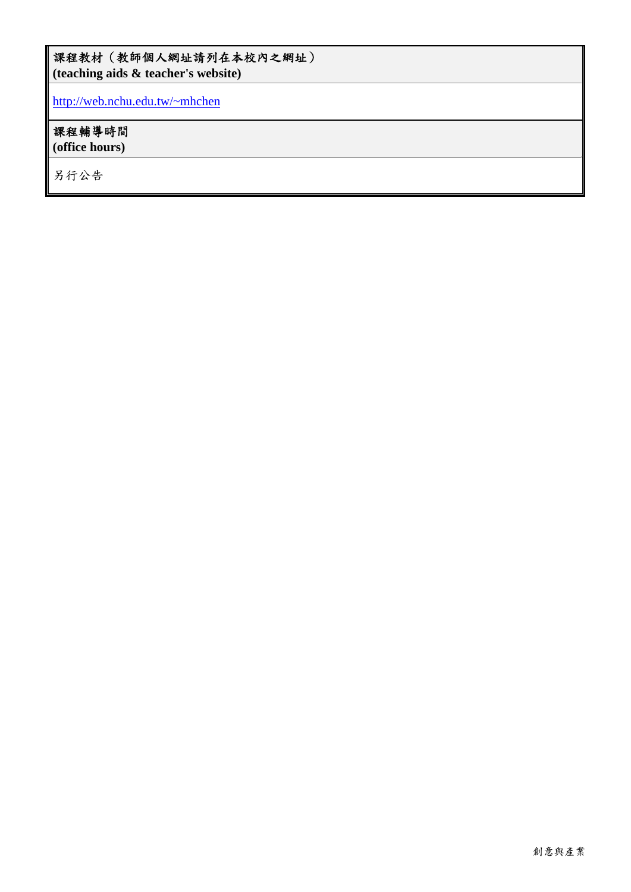| 課程教材（教師個人網址請列在本校內之網址）<br>**(teaching aids & teacher's website)** |
|---|
| http://web.nchu.edu.tw/~mhchen |
| **課程輔導時間**<br>**(office hours)** |
| 另行公告 |